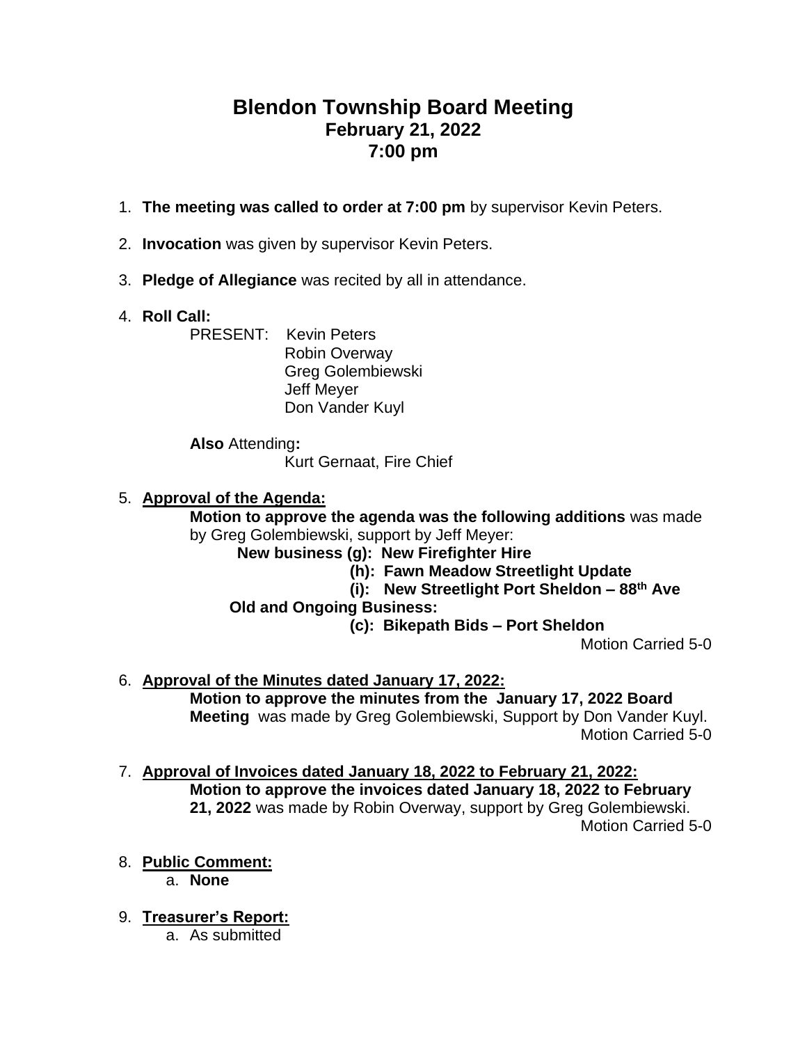# Blendon Township Board Meeting
## February 21, 2022
## 7:00 pm

1. **The meeting was called to order at 7:00 pm** by supervisor Kevin Peters.

2. **Invocation** was given by supervisor Kevin Peters.

3. **Pledge of Allegiance** was recited by all in attendance.

4. **Roll Call:**

   PRESENT: Kevin Peters
   Robin Overway
   Greg Golembiewski
   Jeff Meyer
   Don Vander Kuyl

   **Also** Attending**:**
   Kurt Gernaat, Fire Chief

5. **Approval of the Agenda:**

   **Motion to approve the agenda was the following additions** was made by Greg Golembiewski, support by Jeff Meyer:

   **New business (g): New Firefighter Hire**
   **(h): Fawn Meadow Streetlight Update**
   **(i): New Streetlight Port Sheldon – 88th Ave**
   **Old and Ongoing Business:**
   **(c): Bikepath Bids – Port Sheldon**

   Motion Carried 5-0

6. **Approval of the Minutes dated January 17, 2022:**

   **Motion to approve the minutes from the January 17, 2022 Board Meeting** was made by Greg Golembiewski, Support by Don Vander Kuyl.

   Motion Carried 5-0

7. **Approval of Invoices dated January 18, 2022 to February 21, 2022:**

   **Motion to approve the invoices dated January 18, 2022 to February 21, 2022** was made by Robin Overway, support by Greg Golembiewski.

   Motion Carried 5-0

8. **Public Comment:**
   a. **None**

9. **Treasurer's Report:**
   a. As submitted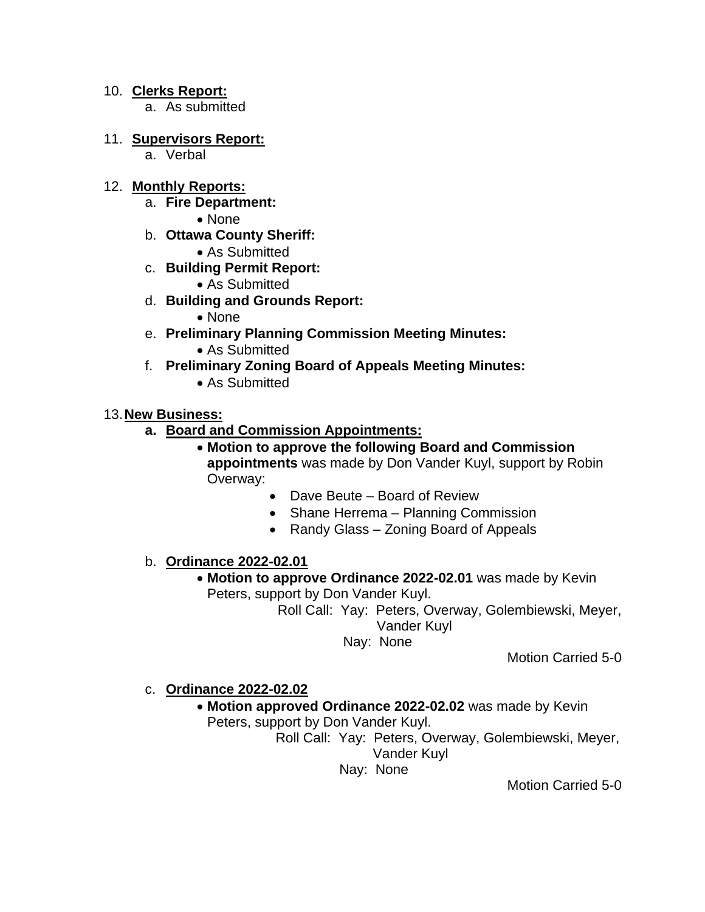10. **Clerks Report:**
    a. As submitted

11. **Supervisors Report:**
    a. Verbal

12. **Monthly Reports:**
    a. **Fire Department:**
       - None
    b. **Ottawa County Sheriff:**
       - As Submitted
    c. **Building Permit Report:**
       - As Submitted
    d. **Building and Grounds Report:**
       - None
    e. **Preliminary Planning Commission Meeting Minutes:**
       - As Submitted
    f. **Preliminary Zoning Board of Appeals Meeting Minutes:**
       - As Submitted

13. **New Business:**
    **a. Board and Commission Appointments:**
    - **Motion to approve the following Board and Commission appointments** was made by Don Vander Kuyl, support by Robin Overway:
      - Dave Beute – Board of Review
      - Shane Herrema – Planning Commission
      - Randy Glass – Zoning Board of Appeals

    b. **Ordinance 2022-02.01**
    - **Motion to approve Ordinance 2022-02.01** was made by Kevin Peters, support by Don Vander Kuyl.

      Roll Call: Yay: Peters, Overway, Golembiewski, Meyer, Vander Kuyl
      Nay: None

      Motion Carried 5-0

    c. **Ordinance 2022-02.02**
    - **Motion approved Ordinance 2022-02.02** was made by Kevin Peters, support by Don Vander Kuyl.

      Roll Call: Yay: Peters, Overway, Golembiewski, Meyer, Vander Kuyl
      Nay: None

      Motion Carried 5-0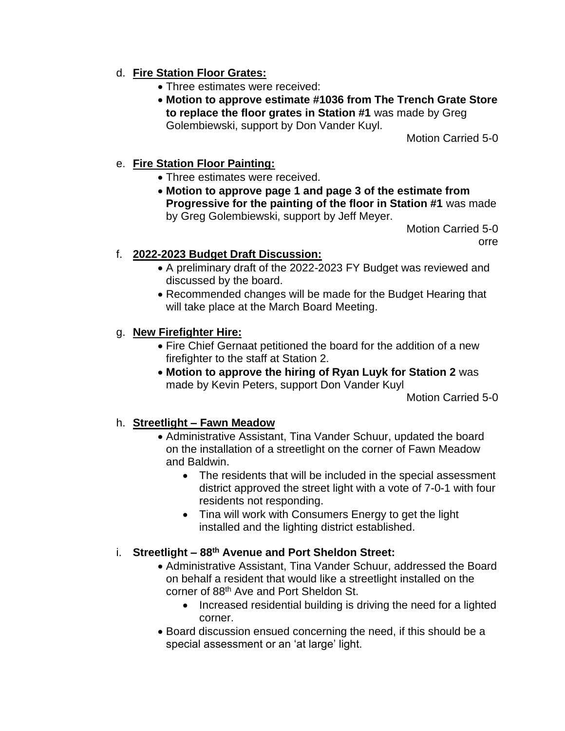d. **Fire Station Floor Grates:**
   - Three estimates were received:
   - **Motion to approve estimate #1036 from The Trench Grate Store to replace the floor grates in Station #1** was made by Greg Golembiewski, support by Don Vander Kuyl.

   Motion Carried 5-0

e. **Fire Station Floor Painting:**
   - Three estimates were received.
   - **Motion to approve page 1 and page 3 of the estimate from Progressive for the painting of the floor in Station #1** was made by Greg Golembiewski, support by Jeff Meyer.

   Motion Carried 5-0

   orre

f. **2022-2023 Budget Draft Discussion:**
   - A preliminary draft of the 2022-2023 FY Budget was reviewed and discussed by the board.
   - Recommended changes will be made for the Budget Hearing that will take place at the March Board Meeting.

g. **New Firefighter Hire:**
   - Fire Chief Gernaat petitioned the board for the addition of a new firefighter to the staff at Station 2.
   - **Motion to approve the hiring of Ryan Luyk for Station 2** was made by Kevin Peters, support Don Vander Kuyl

   Motion Carried 5-0

h. **Streetlight – Fawn Meadow**
   - Administrative Assistant, Tina Vander Schuur, updated the board on the installation of a streetlight on the corner of Fawn Meadow and Baldwin.
     - The residents that will be included in the special assessment district approved the street light with a vote of 7-0-1 with four residents not responding.
     - Tina will work with Consumers Energy to get the light installed and the lighting district established.

i. **Streetlight – 88th Avenue and Port Sheldon Street:**
   - Administrative Assistant, Tina Vander Schuur, addressed the Board on behalf a resident that would like a streetlight installed on the corner of 88th Ave and Port Sheldon St.
     - Increased residential building is driving the need for a lighted corner.
   - Board discussion ensued concerning the need, if this should be a special assessment or an 'at large' light.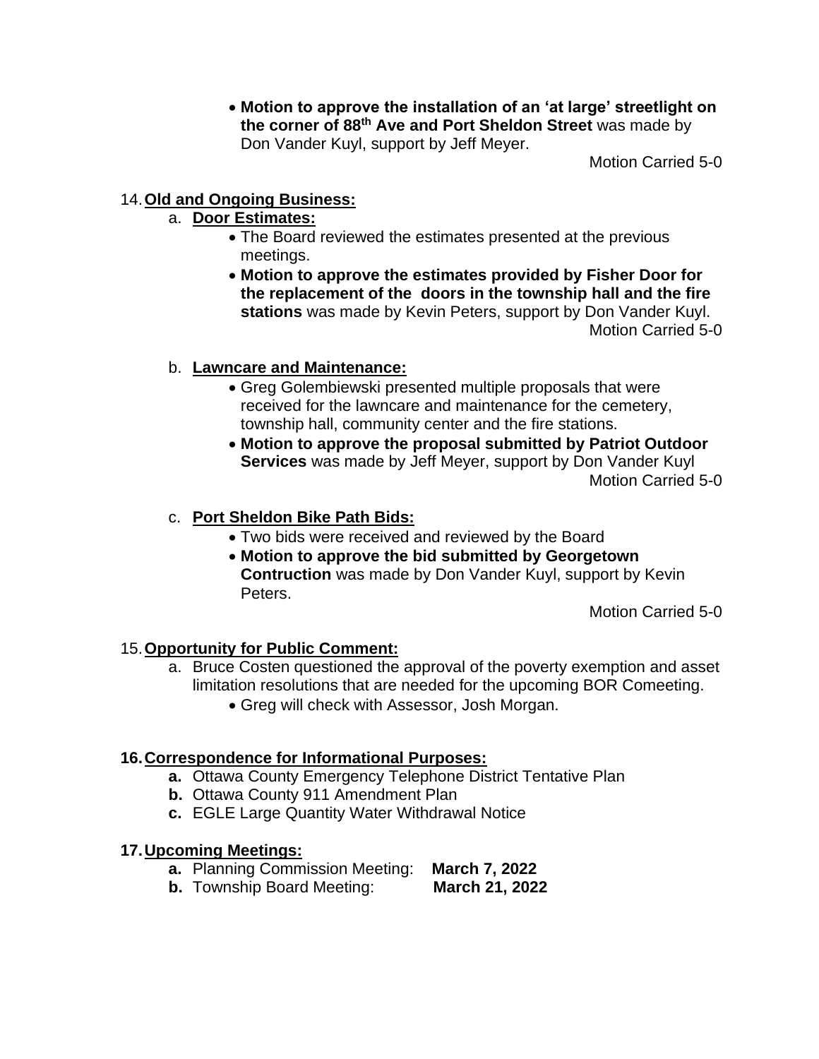- **Motion to approve the installation of an 'at large' streetlight on the corner of 88th Ave and Port Sheldon Street** was made by Don Vander Kuyl, support by Jeff Meyer.

  Motion Carried 5-0

14. **Old and Ongoing Business:**

    a. **Door Estimates:**
    - The Board reviewed the estimates presented at the previous meetings.
    - **Motion to approve the estimates provided by Fisher Door for the replacement of the doors in the township hall and the fire stations** was made by Kevin Peters, support by Don Vander Kuyl.

      Motion Carried 5-0

    b. **Lawncare and Maintenance:**
    - Greg Golembiewski presented multiple proposals that were received for the lawncare and maintenance for the cemetery, township hall, community center and the fire stations.
    - **Motion to approve the proposal submitted by Patriot Outdoor Services** was made by Jeff Meyer, support by Don Vander Kuyl

      Motion Carried 5-0

    c. **Port Sheldon Bike Path Bids:**
    - Two bids were received and reviewed by the Board
    - **Motion to approve the bid submitted by Georgetown Contruction** was made by Don Vander Kuyl, support by Kevin Peters.

      Motion Carried 5-0

15. **Opportunity for Public Comment:**

    a. Bruce Costen questioned the approval of the poverty exemption and asset limitation resolutions that are needed for the upcoming BOR Comeeting.
    - Greg will check with Assessor, Josh Morgan.

16. **Correspondence for Informational Purposes:**

    **a.** Ottawa County Emergency Telephone District Tentative Plan
    **b.** Ottawa County 911 Amendment Plan
    **c.** EGLE Large Quantity Water Withdrawal Notice

17. **Upcoming Meetings:**

    **a.** Planning Commission Meeting: **March 7, 2022**
    **b.** Township Board Meeting: **March 21, 2022**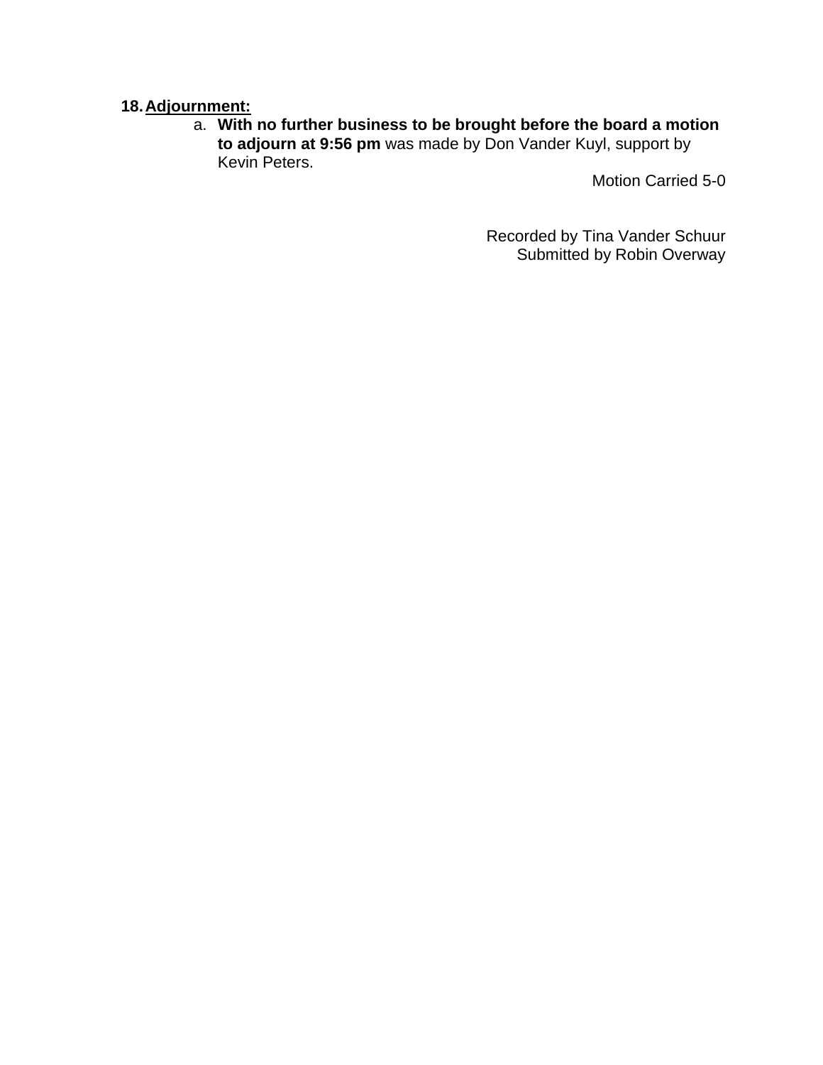**18. <u>Adjournment:</u>**

a. **With no further business to be brought before the board a motion to adjourn at 9:56 pm** was made by Don Vander Kuyl, support by Kevin Peters.

Motion Carried 5-0

Recorded by Tina Vander Schuur
Submitted by Robin Overway